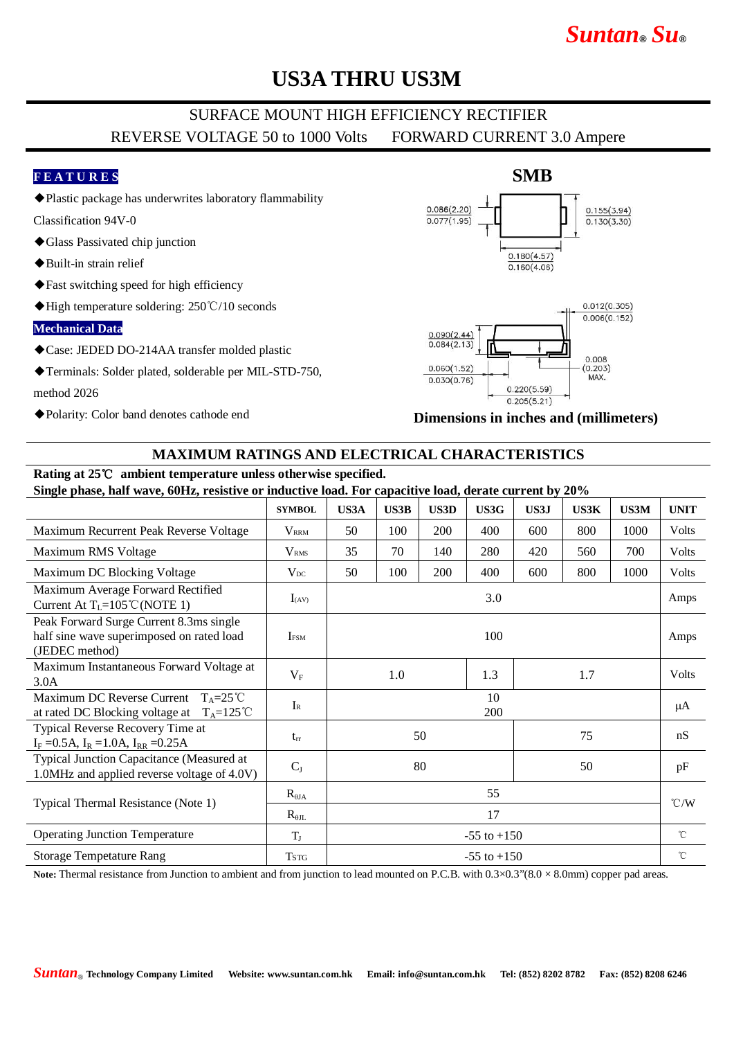# US3A THRU US3M

SURFACE MOUNT HIGH EFFICIENCY RECTIFIER

REVERSE VOLTAGE 50 to 1000 Volts FORWARD CURRENT 3.0 Ampere

## FEATURES

- ◆Plastic package has underwrites laboratory flammability Classification 94V-0
- ◆Glass Passivated chip junction
- ◆Built-in strain relief
- ◆Fast switching speed for high efficiency
- ◆High temperature soldering: 250℃/10 seconds

## Mechanical Data

- ◆Case: JEDED DO-214AA transfer molded plastic
- ◆Terminals: Solder plated, solderable per MIL-STD-750, method 2026
- ◆Polarity: Color band denotes cathode end

**SMB**

0.086(2.20) 0.077(1.95) | 0.155(3.94) 0.130(3.30) | 0.180(4.57) 0.160(4.06)

0.012(0.305) 0.006(0.152) | 0.090(2.44) 0.084(2.13) | 0.060(1.52) 0.030(0.76) | 0.008 (0.203) MAX. | 0.220(5.59) 0.205(5.21)

**Dimensions in inches and (millimeters)**

## MAXIMUM RATINGS AND ELECTRICAL CHARACTERISTICS

**Rating at 25℃ ambient temperature unless otherwise specified.**

**Single phase, half wave, 60Hz, resistive or inductive load. For capacitive load, derate current by 20%**

| | SYMBOL | US3A | US3B | US3D | US3G | US3J | US3K | US3M | UNIT |
|---|---|---|---|---|---|---|---|---|---|
| Maximum Recurrent Peak Reverse Voltage | $V_{RRM}$ | 50 | 100 | 200 | 400 | 600 | 800 | 1000 | Volts |
| Maximum RMS Voltage | $V_{RMS}$ | 35 | 70 | 140 | 280 | 420 | 560 | 700 | Volts |
| Maximum DC Blocking Voltage | $V_{DC}$ | 50 | 100 | 200 | 400 | 600 | 800 | 1000 | Volts |
| Maximum Average Forward Rectified Current At $T_L$=105℃(NOTE 1) | $I_{(AV)}$ | 3.0 | | | | | | | Amps |
| Peak Forward Surge Current 8.3ms single half sine wave superimposed on rated load (JEDEC method) | $I_{FSM}$ | 100 | | | | | | | Amps |
| Maximum Instantaneous Forward Voltage at 3.0A | $V_F$ | 1.0 | | | 1.3 | 1.7 | | | Volts |
| Maximum DC Reverse Current $T_A$=25℃ at rated DC Blocking voltage at $T_A$=125℃ | $I_R$ | 10<br>200 | | | | | | | μA |
| Typical Reverse Recovery Time at $I_F$ =0.5A, $I_R$ =1.0A, $I_{RR}$ =0.25A | $t_{rr}$ | 50 | | | | 75 | | | nS |
| Typical Junction Capacitance (Measured at 1.0MHz and applied reverse voltage of 4.0V) | $C_J$ | 80 | | | | 50 | | | pF |
| Typical Thermal Resistance (Note 1) | $R_{\theta JA}$ | 55 | | | | | | | ℃/W |
| | $R_{\theta JL}$ | 17 | | | | | | | ℃/W |
| Operating Junction Temperature | $T_J$ | -55 to +150 | | | | | | | ℃ |
| Storage Tempetature Rang | $T_{STG}$ | -55 to +150 | | | | | | | ℃ |

**Note:** Thermal resistance from Junction to ambient and from junction to lead mounted on P.C.B. with 0.3×0.3"(8.0 × 8.0mm) copper pad areas.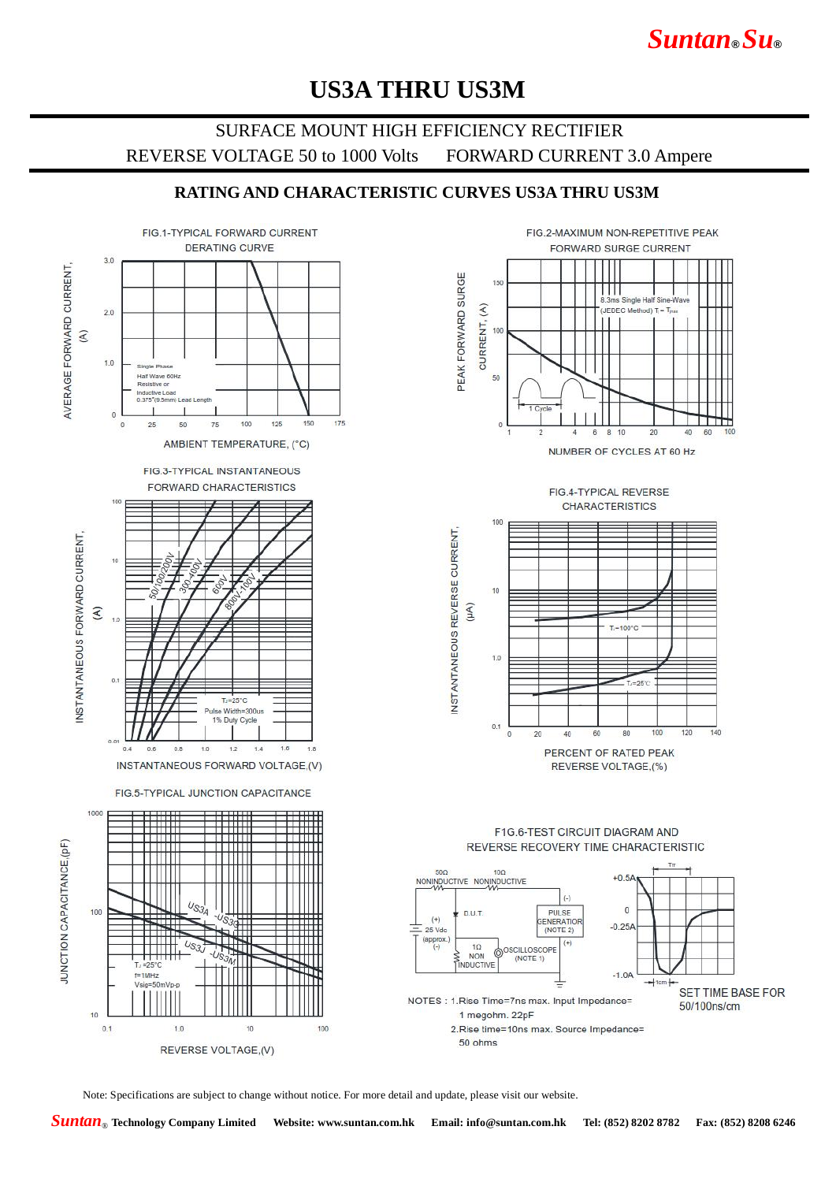# US3A THRU US3M

SURFACE MOUNT HIGH EFFICIENCY RECTIFIER

REVERSE VOLTAGE 50 to 1000 Volts FORWARD CURRENT 3.0 Ampere

## RATING AND CHARACTERISTIC CURVES US3A THRU US3M

FIG.1-TYPICAL FORWARD CURRENT DERATING CURVE

AVERAGE FORWARD CURRENT, (A)

3.0
2.0
1.0
0

Single Phase
Half Wave 60Hz
Resistive or
Inductive Load
0.375"(9.5mm) Lead Length

0 25 50 75 100 125 150 175

AMBIENT TEMPERATURE, (°C)

FIG.2-MAXIMUM NON-REPETITIVE PEAK FORWARD SURGE CURRENT

PEAK FORWARD SURGE CURRENT, (A)

150
100
50
0

8.3ms Single Half Sine-Wave
(JEDEC Method) $T_j = T_{jmax}$

1 Cycle

1 2 4 6 8 10 20 40 60 100

NUMBER OF CYCLES AT 60 Hz

FIG.3-TYPICAL INSTANTANEOUS FORWARD CHARACTERISTICS

INSTANTANEOUS FORWARD CURRENT, (A)

100
10
1.0
0.1
0.01

50/100/200V
300-400V
600V
800V-100V

$T_J$=25°C
Pulse Width=300us
1% Duty Cycle

0.4 0.6 0.8 1.0 1.2 1.4 1.6 1.8

INSTANTANEOUS FORWARD VOLTAGE,(V)

FIG.4-TYPICAL REVERSE CHARACTERISTICS

INSTANTANEOUS REVERSE CURRENT, (μA)

100
10
1.0
0.1

$T_J$=100°C
$T_J$=25°C

0 20 40 60 80 100 120 140

PERCENT OF RATED PEAK REVERSE VOLTAGE,(%)

FIG.5-TYPICAL JUNCTION CAPACITANCE

JUNCTION CAPACITANCE,(pF)

1000
100
10

US3A -US3G
US3J -US3M

$T_J$ =25°C
f=1MHz
Vsig=50mVp-p

0.1 1.0 10 100

REVERSE VOLTAGE,(V)

F1G.6-TEST CIRCUIT DIAGRAM AND REVERSE RECOVERY TIME CHARACTERISTIC

50Ω NONINDUCTIVE
10Ω NONINDUCTIVE
D.U.T.
(+) 25 Vdc (approx.) (-)
1Ω NON INDUCTIVE
PULSE GENERATOR (NOTE 2)
OSCILLOSCOPE (NOTE 1)
(-)
(+)

Trr
+0.5A
0
-0.25A
-1.0A
1cm

SET TIME BASE FOR 50/100ns/cm

NOTES : 1.Rise Time=7ns max. Input Impedance= 1 megohm. 22pF

2.Rise time=10ns max. Source Impedance= 50 ohms

Note: Specifications are subject to change without notice. For more detail and update, please visit our website.

Suntan® Technology Company Limited Website: www.suntan.com.hk Email: info@suntan.com.hk Tel: (852) 8202 8782 Fax: (852) 8208 6246